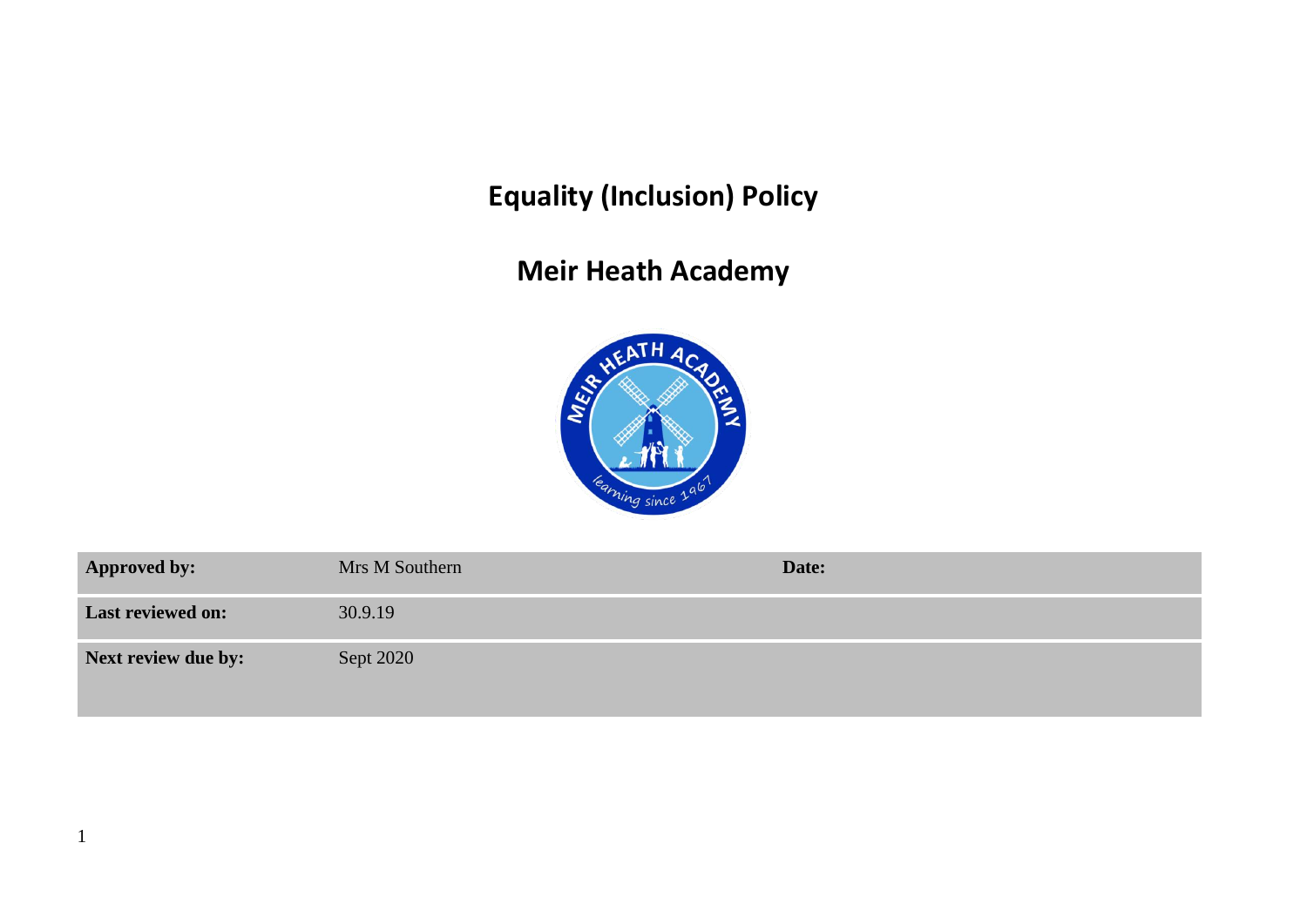# Equality (Inclusion) Policy

## Meir Heath Academy

| Approved by: | Mrs M Southern | Date: | |
|---|---|---|---|
| Last reviewed on: | 30.9.19 | | |
| Next review due by: | Sept 2020 | | |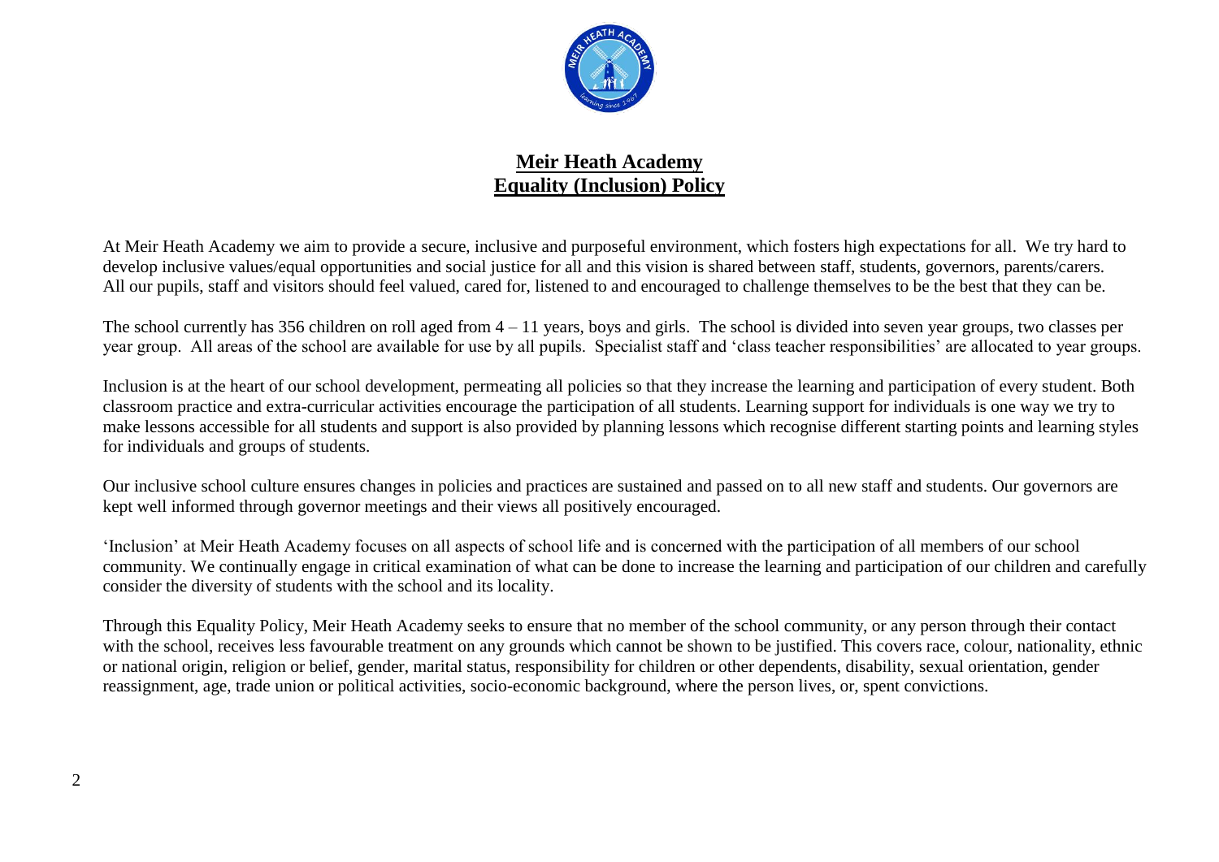# Meir Heath Academy
## Equality (Inclusion) Policy

At Meir Heath Academy we aim to provide a secure, inclusive and purposeful environment, which fosters high expectations for all. We try hard to develop inclusive values/equal opportunities and social justice for all and this vision is shared between staff, students, governors, parents/carers. All our pupils, staff and visitors should feel valued, cared for, listened to and encouraged to challenge themselves to be the best that they can be.

The school currently has 356 children on roll aged from 4 – 11 years, boys and girls. The school is divided into seven year groups, two classes per year group. All areas of the school are available for use by all pupils. Specialist staff and 'class teacher responsibilities' are allocated to year groups.

Inclusion is at the heart of our school development, permeating all policies so that they increase the learning and participation of every student. Both classroom practice and extra-curricular activities encourage the participation of all students. Learning support for individuals is one way we try to make lessons accessible for all students and support is also provided by planning lessons which recognise different starting points and learning styles for individuals and groups of students.

Our inclusive school culture ensures changes in policies and practices are sustained and passed on to all new staff and students. Our governors are kept well informed through governor meetings and their views all positively encouraged.

'Inclusion' at Meir Heath Academy focuses on all aspects of school life and is concerned with the participation of all members of our school community. We continually engage in critical examination of what can be done to increase the learning and participation of our children and carefully consider the diversity of students with the school and its locality.

Through this Equality Policy, Meir Heath Academy seeks to ensure that no member of the school community, or any person through their contact with the school, receives less favourable treatment on any grounds which cannot be shown to be justified. This covers race, colour, nationality, ethnic or national origin, religion or belief, gender, marital status, responsibility for children or other dependents, disability, sexual orientation, gender reassignment, age, trade union or political activities, socio-economic background, where the person lives, or, spent convictions.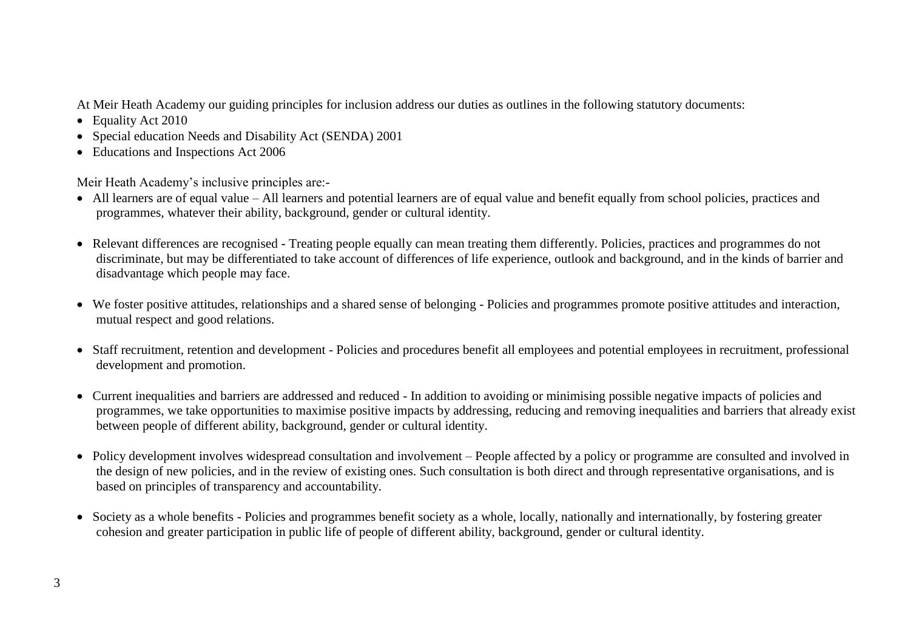At Meir Heath Academy our guiding principles for inclusion address our duties as outlines in the following statutory documents:

- Equality Act 2010
- Special education Needs and Disability Act (SENDA) 2001
- Educations and Inspections Act 2006

Meir Heath Academy's inclusive principles are:-

- All learners are of equal value – All learners and potential learners are of equal value and benefit equally from school policies, practices and programmes, whatever their ability, background, gender or cultural identity.

- Relevant differences are recognised - Treating people equally can mean treating them differently. Policies, practices and programmes do not discriminate, but may be differentiated to take account of differences of life experience, outlook and background, and in the kinds of barrier and disadvantage which people may face.

- We foster positive attitudes, relationships and a shared sense of belonging - Policies and programmes promote positive attitudes and interaction, mutual respect and good relations.

- Staff recruitment, retention and development - Policies and procedures benefit all employees and potential employees in recruitment, professional development and promotion.

- Current inequalities and barriers are addressed and reduced - In addition to avoiding or minimising possible negative impacts of policies and programmes, we take opportunities to maximise positive impacts by addressing, reducing and removing inequalities and barriers that already exist between people of different ability, background, gender or cultural identity.

- Policy development involves widespread consultation and involvement – People affected by a policy or programme are consulted and involved in the design of new policies, and in the review of existing ones. Such consultation is both direct and through representative organisations, and is based on principles of transparency and accountability.

- Society as a whole benefits - Policies and programmes benefit society as a whole, locally, nationally and internationally, by fostering greater cohesion and greater participation in public life of people of different ability, background, gender or cultural identity.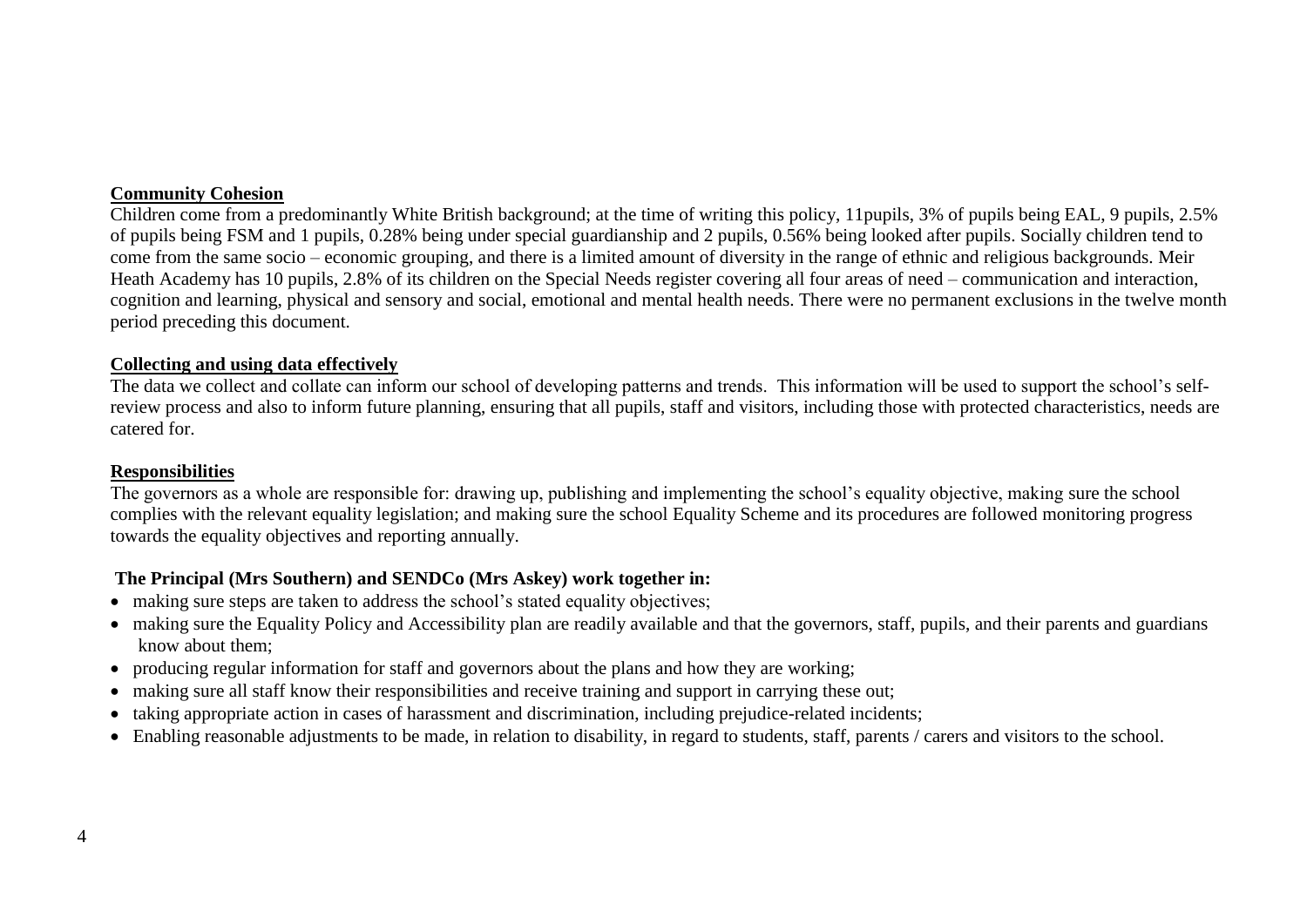**Community Cohesion**

Children come from a predominantly White British background; at the time of writing this policy, 11pupils, 3% of pupils being EAL, 9 pupils, 2.5% of pupils being FSM and 1 pupils, 0.28% being under special guardianship and 2 pupils, 0.56% being looked after pupils. Socially children tend to come from the same socio – economic grouping, and there is a limited amount of diversity in the range of ethnic and religious backgrounds. Meir Heath Academy has 10 pupils, 2.8% of its children on the Special Needs register covering all four areas of need – communication and interaction, cognition and learning, physical and sensory and social, emotional and mental health needs. There were no permanent exclusions in the twelve month period preceding this document.

**Collecting and using data effectively**

The data we collect and collate can inform our school of developing patterns and trends. This information will be used to support the school's self-review process and also to inform future planning, ensuring that all pupils, staff and visitors, including those with protected characteristics, needs are catered for.

**Responsibilities**

The governors as a whole are responsible for: drawing up, publishing and implementing the school's equality objective, making sure the school complies with the relevant equality legislation; and making sure the school Equality Scheme and its procedures are followed monitoring progress towards the equality objectives and reporting annually.

**The Principal (Mrs Southern) and SENDCo (Mrs Askey) work together in:**

- making sure steps are taken to address the school's stated equality objectives;
- making sure the Equality Policy and Accessibility plan are readily available and that the governors, staff, pupils, and their parents and guardians know about them;
- producing regular information for staff and governors about the plans and how they are working;
- making sure all staff know their responsibilities and receive training and support in carrying these out;
- taking appropriate action in cases of harassment and discrimination, including prejudice-related incidents;
- Enabling reasonable adjustments to be made, in relation to disability, in regard to students, staff, parents / carers and visitors to the school.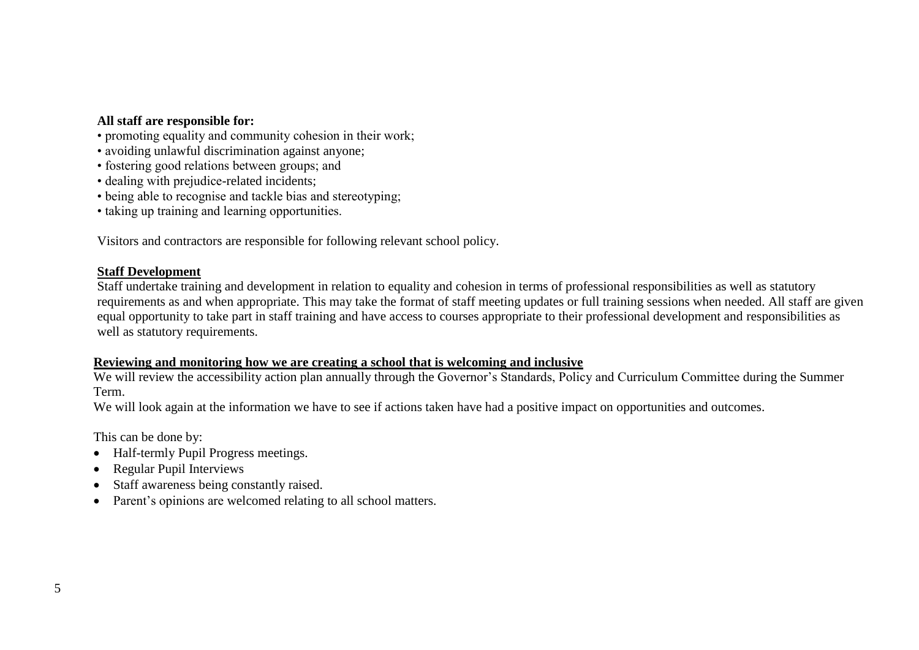**All staff are responsible for:**

- promoting equality and community cohesion in their work;
- avoiding unlawful discrimination against anyone;
- fostering good relations between groups; and
- dealing with prejudice-related incidents;
- being able to recognise and tackle bias and stereotyping;
- taking up training and learning opportunities.

Visitors and contractors are responsible for following relevant school policy.

## Staff Development

Staff undertake training and development in relation to equality and cohesion in terms of professional responsibilities as well as statutory requirements as and when appropriate. This may take the format of staff meeting updates or full training sessions when needed. All staff are given equal opportunity to take part in staff training and have access to courses appropriate to their professional development and responsibilities as well as statutory requirements.

## Reviewing and monitoring how we are creating a school that is welcoming and inclusive

We will review the accessibility action plan annually through the Governor's Standards, Policy and Curriculum Committee during the Summer Term.

We will look again at the information we have to see if actions taken have had a positive impact on opportunities and outcomes.

This can be done by:

- Half-termly Pupil Progress meetings.
- Regular Pupil Interviews
- Staff awareness being constantly raised.
- Parent's opinions are welcomed relating to all school matters.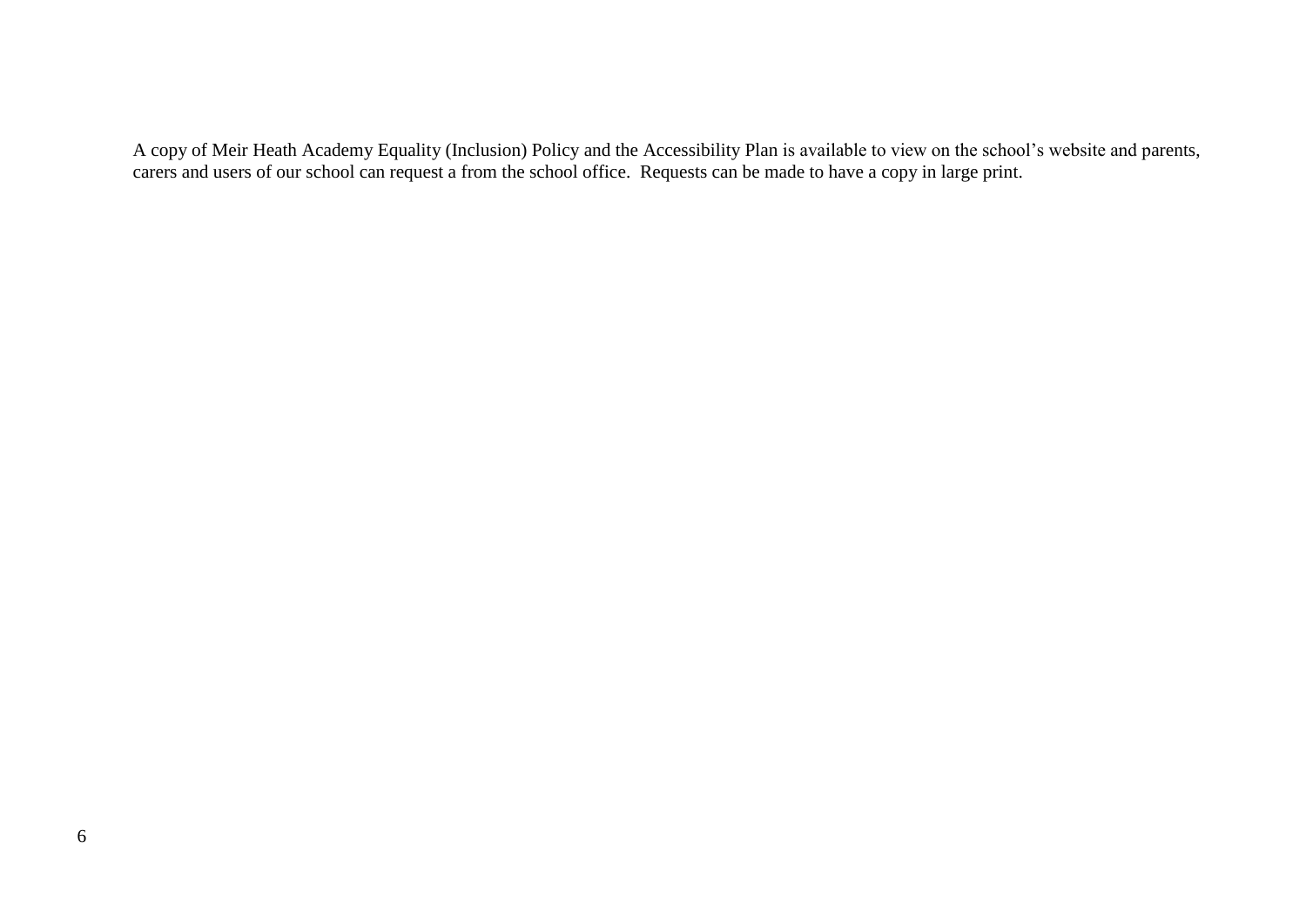A copy of Meir Heath Academy Equality (Inclusion) Policy and the Accessibility Plan is available to view on the school's website and parents, carers and users of our school can request a from the school office. Requests can be made to have a copy in large print.